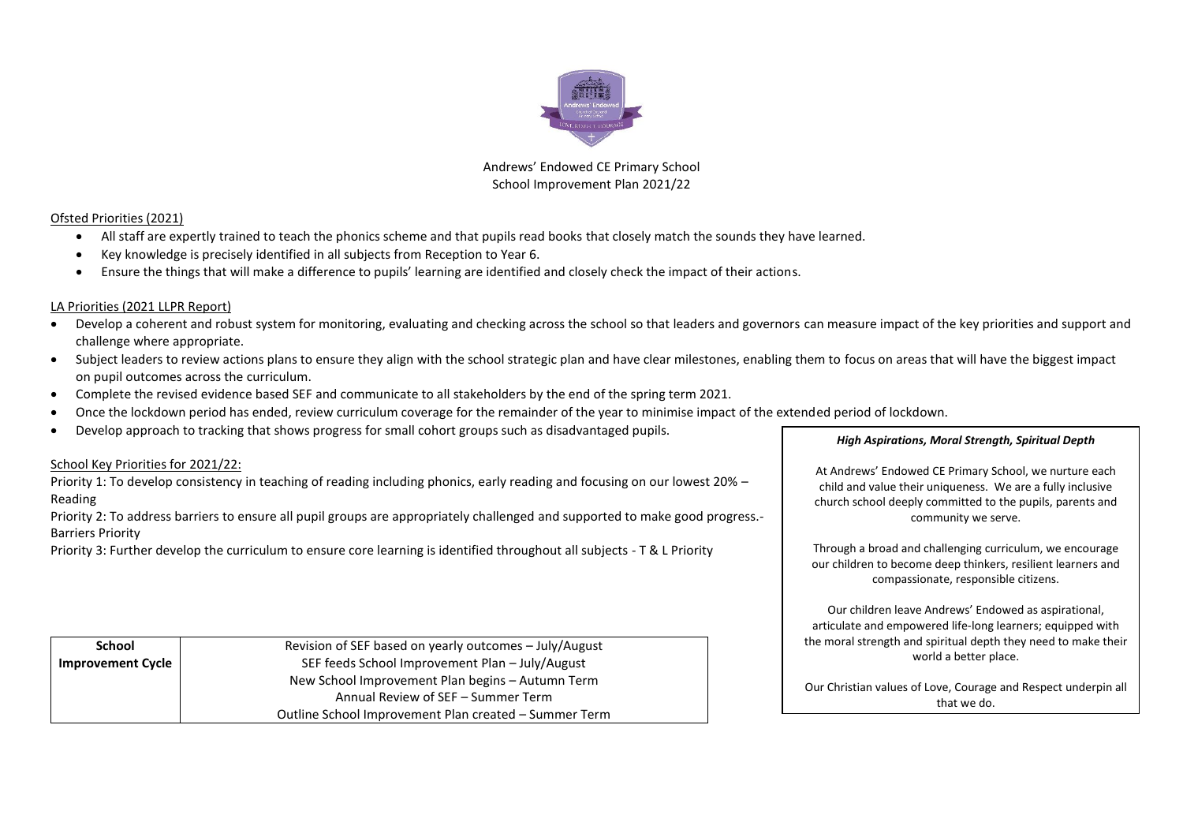Andrews' Endowed CE Primary School
School Improvement Plan 2021/22

Ofsted Priorities (2021)

- All staff are expertly trained to teach the phonics scheme and that pupils read books that closely match the sounds they have learned.
- Key knowledge is precisely identified in all subjects from Reception to Year 6.
- Ensure the things that will make a difference to pupils' learning are identified and closely check the impact of their actions.

LA Priorities (2021 LLPR Report)

- Develop a coherent and robust system for monitoring, evaluating and checking across the school so that leaders and governors can measure impact of the key priorities and support and challenge where appropriate.
- Subject leaders to review actions plans to ensure they align with the school strategic plan and have clear milestones, enabling them to focus on areas that will have the biggest impact on pupil outcomes across the curriculum.
- Complete the revised evidence based SEF and communicate to all stakeholders by the end of the spring term 2021.
- Once the lockdown period has ended, review curriculum coverage for the remainder of the year to minimise impact of the extended period of lockdown.
- Develop approach to tracking that shows progress for small cohort groups such as disadvantaged pupils.

School Key Priorities for 2021/22:

Priority 1: To develop consistency in teaching of reading including phonics, early reading and focusing on our lowest 20% – Reading

Priority 2: To address barriers to ensure all pupil groups are appropriately challenged and supported to make good progress.- Barriers Priority

Priority 3: Further develop the curriculum to ensure core learning is identified throughout all subjects - T & L Priority

| School Improvement Cycle | Revision of SEF based on yearly outcomes – July/August<br>SEF feeds School Improvement Plan – July/August<br>New School Improvement Plan begins – Autumn Term<br>Annual Review of SEF – Summer Term<br>Outline School Improvement Plan created – Summer Term |
|---|---|

***High Aspirations, Moral Strength, Spiritual Depth***

At Andrews' Endowed CE Primary School, we nurture each child and value their uniqueness. We are a fully inclusive church school deeply committed to the pupils, parents and community we serve.

Through a broad and challenging curriculum, we encourage our children to become deep thinkers, resilient learners and compassionate, responsible citizens.

Our children leave Andrews' Endowed as aspirational, articulate and empowered life-long learners; equipped with the moral strength and spiritual depth they need to make their world a better place.

Our Christian values of Love, Courage and Respect underpin all that we do.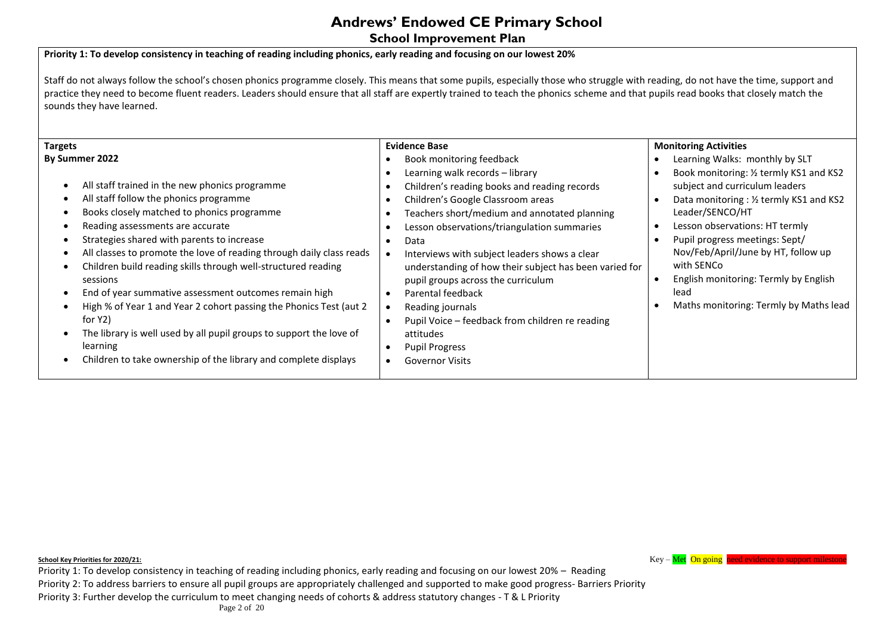# Andrews' Endowed CE Primary School

## School Improvement Plan

**Priority 1: To develop consistency in teaching of reading including phonics, early reading and focusing on our lowest 20%**

Staff do not always follow the school's chosen phonics programme closely. This means that some pupils, especially those who struggle with reading, do not have the time, support and practice they need to become fluent readers. Leaders should ensure that all staff are expertly trained to teach the phonics scheme and that pupils read books that closely match the sounds they have learned.

| Targets | Evidence Base | Monitoring Activities |
|---|---|---|
| **By Summer 2022**<br><br>• All staff trained in the new phonics programme<br>• All staff follow the phonics programme<br>• Books closely matched to phonics programme<br>• Reading assessments are accurate<br>• Strategies shared with parents to increase<br>• All classes to promote the love of reading through daily class reads<br>• Children build reading skills through well-structured reading sessions<br>• End of year summative assessment outcomes remain high<br>• High % of Year 1 and Year 2 cohort passing the Phonics Test (aut 2 for Y2)<br>• The library is well used by all pupil groups to support the love of learning<br>• Children to take ownership of the library and complete displays | • Book monitoring feedback<br>• Learning walk records – library<br>• Children's reading books and reading records<br>• Children's Google Classroom areas<br>• Teachers short/medium and annotated planning<br>• Lesson observations/triangulation summaries<br>• Data<br>• Interviews with subject leaders shows a clear understanding of how their subject has been varied for pupil groups across the curriculum<br>• Parental feedback<br>• Reading journals<br>• Pupil Voice – feedback from children re reading attitudes<br>• Pupil Progress<br>• Governor Visits | • Learning Walks: monthly by SLT<br>• Book monitoring: ½ termly KS1 and KS2 subject and curriculum leaders<br>• Data monitoring : ½ termly KS1 and KS2 Leader/SENCO/HT<br>• Lesson observations: HT termly<br>• Pupil progress meetings: Sept/ Nov/Feb/April/June by HT, follow up with SENCo<br>• English monitoring: Termly by English lead<br>• Maths monitoring: Termly by Maths lead |

**School Key Priorities for 2020/21:**

Key – Met On going need evidence to support milestone

Priority 1: To develop consistency in teaching of reading including phonics, early reading and focusing on our lowest 20% – Reading
Priority 2: To address barriers to ensure all pupil groups are appropriately challenged and supported to make good progress- Barriers Priority
Priority 3: Further develop the curriculum to meet changing needs of cohorts & address statutory changes - T & L Priority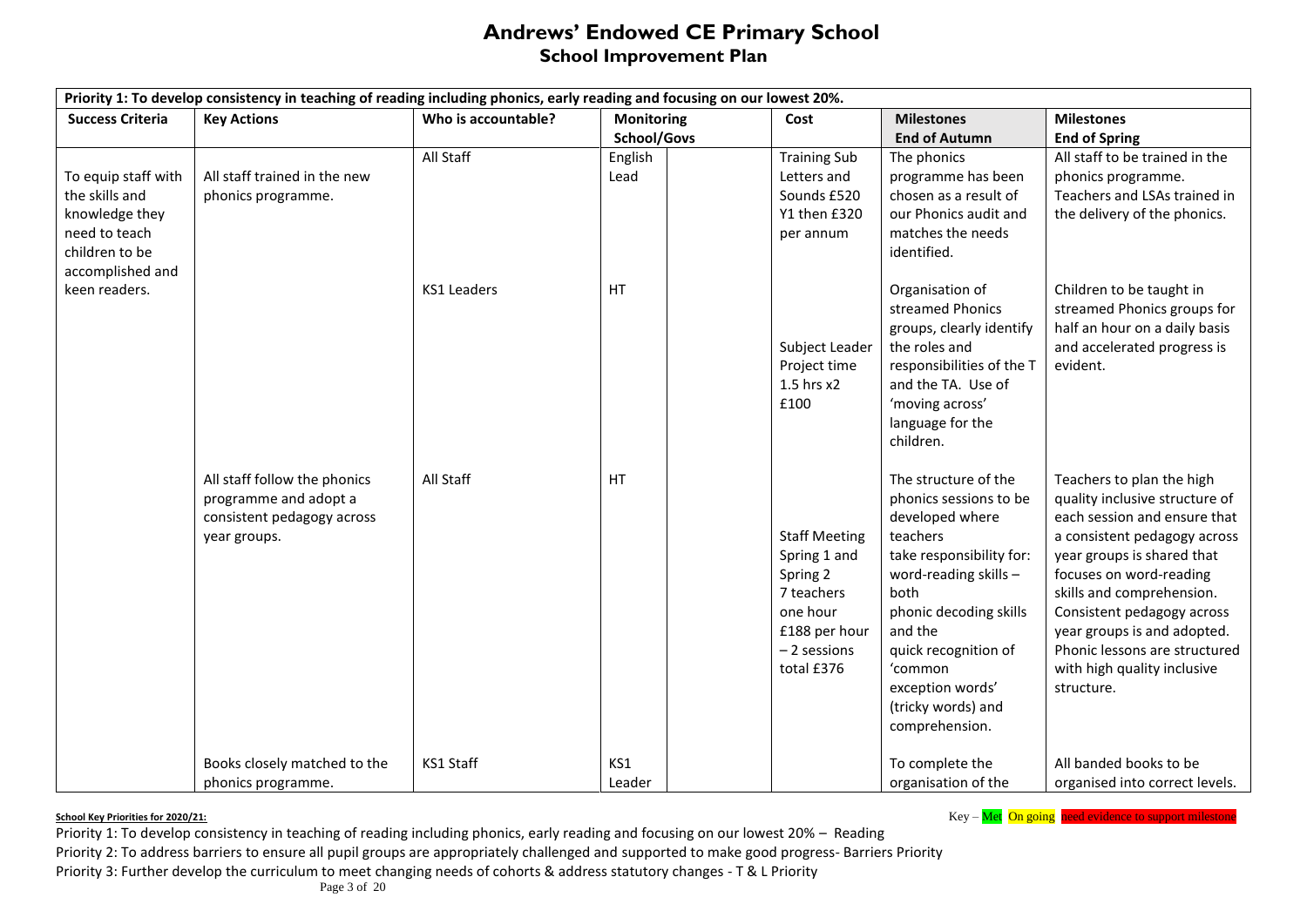# Andrews' Endowed CE Primary School

## School Improvement Plan

| Priority 1: To develop consistency in teaching of reading including phonics, early reading and focusing on our lowest 20%. | | | | | | | |
|---|---|---|---|---|---|---|---|
| **Success Criteria** | **Key Actions** | **Who is accountable?** | **Monitoring School/Govs** | | **Cost** | **Milestones End of Autumn** | **Milestones End of Spring** |
| To equip staff with the skills and knowledge they need to teach children to be accomplished and keen readers. | All staff trained in the new phonics programme. | All Staff | English Lead | | Training Sub Letters and Sounds £520 Y1 then £320 per annum | The phonics programme has been chosen as a result of our Phonics audit and matches the needs identified. | All staff to be trained in the phonics programme. Teachers and LSAs trained in the delivery of the phonics. |
| | | KS1 Leaders | HT | | Subject Leader Project time 1.5 hrs x2 £100 | Organisation of streamed Phonics groups, clearly identify the roles and responsibilities of the T and the TA. Use of 'moving across' language for the children. | Children to be taught in streamed Phonics groups for half an hour on a daily basis and accelerated progress is evident. |
| | All staff follow the phonics programme and adopt a consistent pedagogy across year groups. | All Staff | HT | | Staff Meeting Spring 1 and Spring 2 7 teachers one hour £188 per hour – 2 sessions total £376 | The structure of the phonics sessions to be developed where teachers take responsibility for: word-reading skills – both phonic decoding skills and the quick recognition of 'common exception words' (tricky words) and comprehension. | Teachers to plan the high quality inclusive structure of each session and ensure that a consistent pedagogy across year groups is shared that focuses on word-reading skills and comprehension. Consistent pedagogy across year groups is and adopted. Phonic lessons are structured with high quality inclusive structure. |
| | Books closely matched to the phonics programme. | KS1 Staff | KS1 Leader | | | To complete the organisation of the | All banded books to be organised into correct levels. |

**School Key Priorities for 2020/21:**

Key – Met On going need evidence to support milestone

Priority 1: To develop consistency in teaching of reading including phonics, early reading and focusing on our lowest 20% – Reading

Priority 2: To address barriers to ensure all pupil groups are appropriately challenged and supported to make good progress- Barriers Priority

Priority 3: Further develop the curriculum to meet changing needs of cohorts & address statutory changes - T & L Priority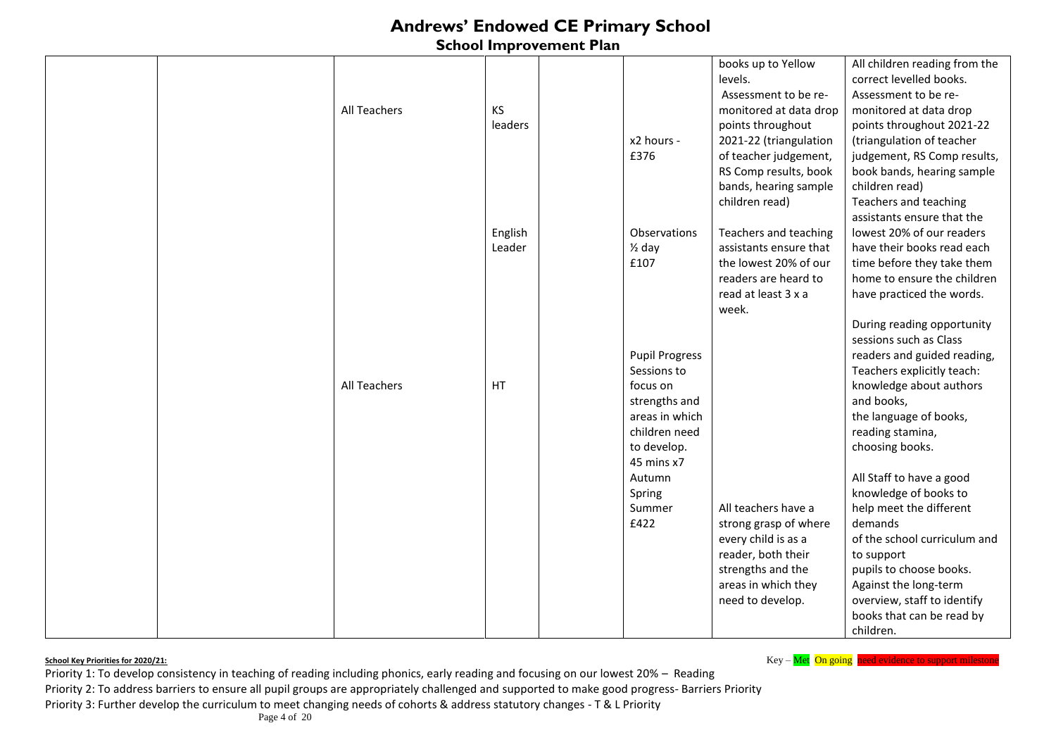# Andrews' Endowed CE Primary School

## School Improvement Plan

| | | | | | | | |
|---|---|---|---|---|---|---|---|
| | | All Teachers | KS leaders | | x2 hours - £376 | books up to Yellow levels. Assessment to be re-monitored at data drop points throughout 2021-22 (triangulation of teacher judgement, RS Comp results, book bands, hearing sample children read) | All children reading from the correct levelled books. Assessment to be re-monitored at data drop points throughout 2021-22 (triangulation of teacher judgement, RS Comp results, book bands, hearing sample children read) |
| | | | English Leader | | Observations ½ day £107 | Teachers and teaching assistants ensure that the lowest 20% of our readers are heard to read at least 3 x a week. | Teachers and teaching assistants ensure that the lowest 20% of our readers have their books read each time before they take them home to ensure the children have practiced the words. |
| | | All Teachers | HT | | Pupil Progress Sessions to focus on strengths and areas in which children need to develop. 45 mins x7 Autumn Spring Summer £422 | All teachers have a strong grasp of where every child is as a reader, both their strengths and the areas in which they need to develop. | During reading opportunity sessions such as Class readers and guided reading, Teachers explicitly teach: knowledge about authors and books, the language of books, reading stamina, choosing books. All Staff to have a good knowledge of books to help meet the different demands of the school curriculum and to support pupils to choose books. Against the long-term overview, staff to identify books that can be read by children. |

**School Key Priorities for 2020/21:**

Key – Met On going need evidence to support milestone

Priority 1: To develop consistency in teaching of reading including phonics, early reading and focusing on our lowest 20% – Reading

Priority 2: To address barriers to ensure all pupil groups are appropriately challenged and supported to make good progress- Barriers Priority

Priority 3: Further develop the curriculum to meet changing needs of cohorts & address statutory changes - T & L Priority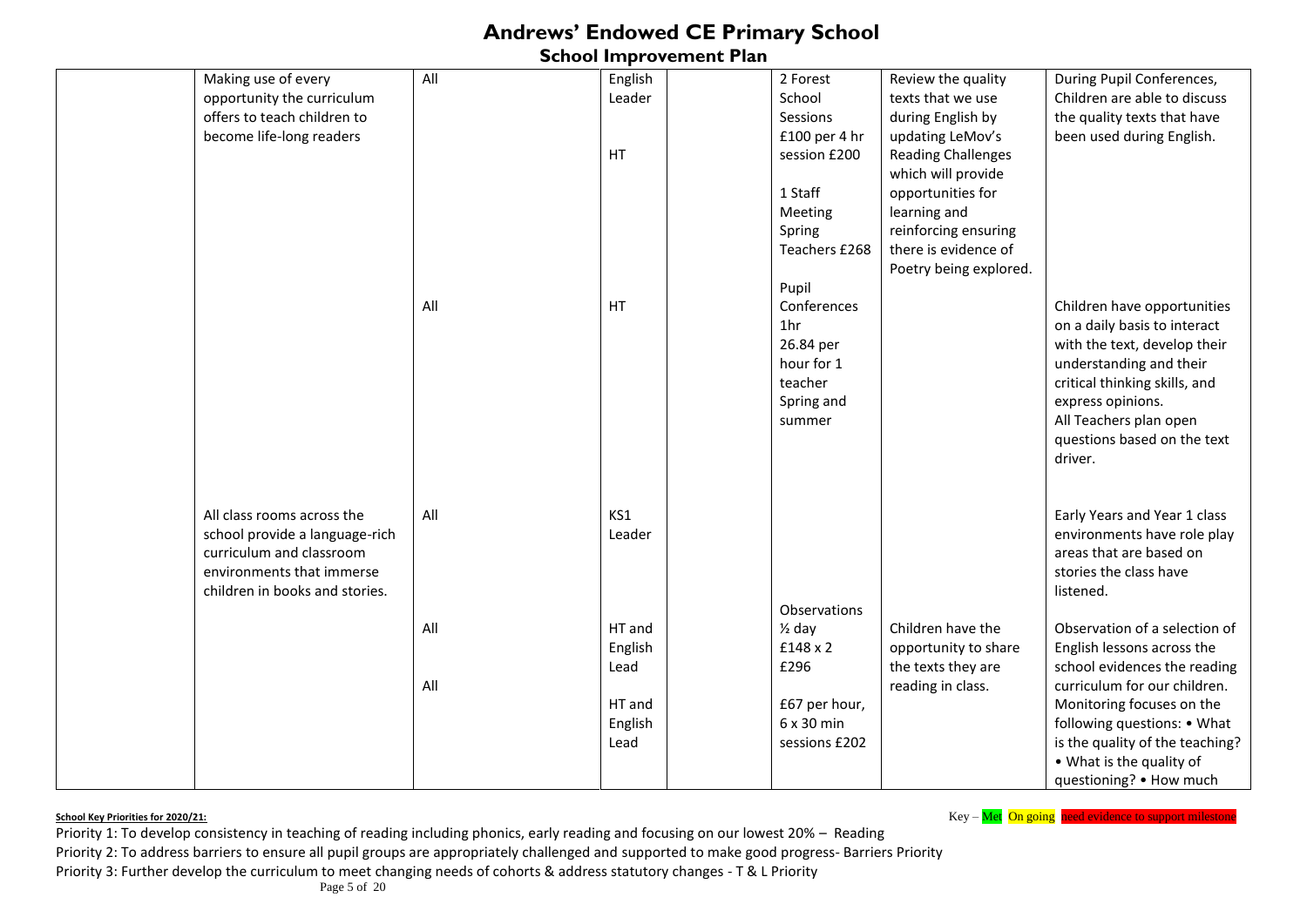# Andrews' Endowed CE Primary School

## School Improvement Plan

| | | | | | | | |
|---|---|---|---|---|---|---|---|
| | Making use of every opportunity the curriculum offers to teach children to become life-long readers | All | English Leader<br><br>HT | | 2 Forest School Sessions £100 per 4 hr session £200<br><br>1 Staff Meeting Spring Teachers £268 | Review the quality texts that we use during English by updating LeMov's Reading Challenges which will provide opportunities for learning and reinforcing ensuring there is evidence of Poetry being explored. | During Pupil Conferences, Children are able to discuss the quality texts that have been used during English. |
| | | All | HT | | Pupil Conferences 1hr 26.84 per hour for 1 teacher Spring and summer | | Children have opportunities on a daily basis to interact with the text, develop their understanding and their critical thinking skills, and express opinions.<br>All Teachers plan open questions based on the text driver. |
| | All class rooms across the school provide a language-rich curriculum and classroom environments that immerse children in books and stories. | All | KS1 Leader | | | | Early Years and Year 1 class environments have role play areas that are based on stories the class have listened. |
| | | All<br><br>All | HT and English Lead<br><br>HT and English Lead | | Observations ½ day £148 x 2 £296<br><br>£67 per hour, 6 x 30 min sessions £202 | Children have the opportunity to share the texts they are reading in class. | Observation of a selection of English lessons across the school evidences the reading curriculum for our children. Monitoring focuses on the following questions: • What is the quality of the teaching? • What is the quality of questioning? • How much |

**School Key Priorities for 2020/21:**

Key – Met On going need evidence to support milestone

Priority 1: To develop consistency in teaching of reading including phonics, early reading and focusing on our lowest 20% – Reading

Priority 2: To address barriers to ensure all pupil groups are appropriately challenged and supported to make good progress- Barriers Priority

Priority 3: Further develop the curriculum to meet changing needs of cohorts & address statutory changes - T & L Priority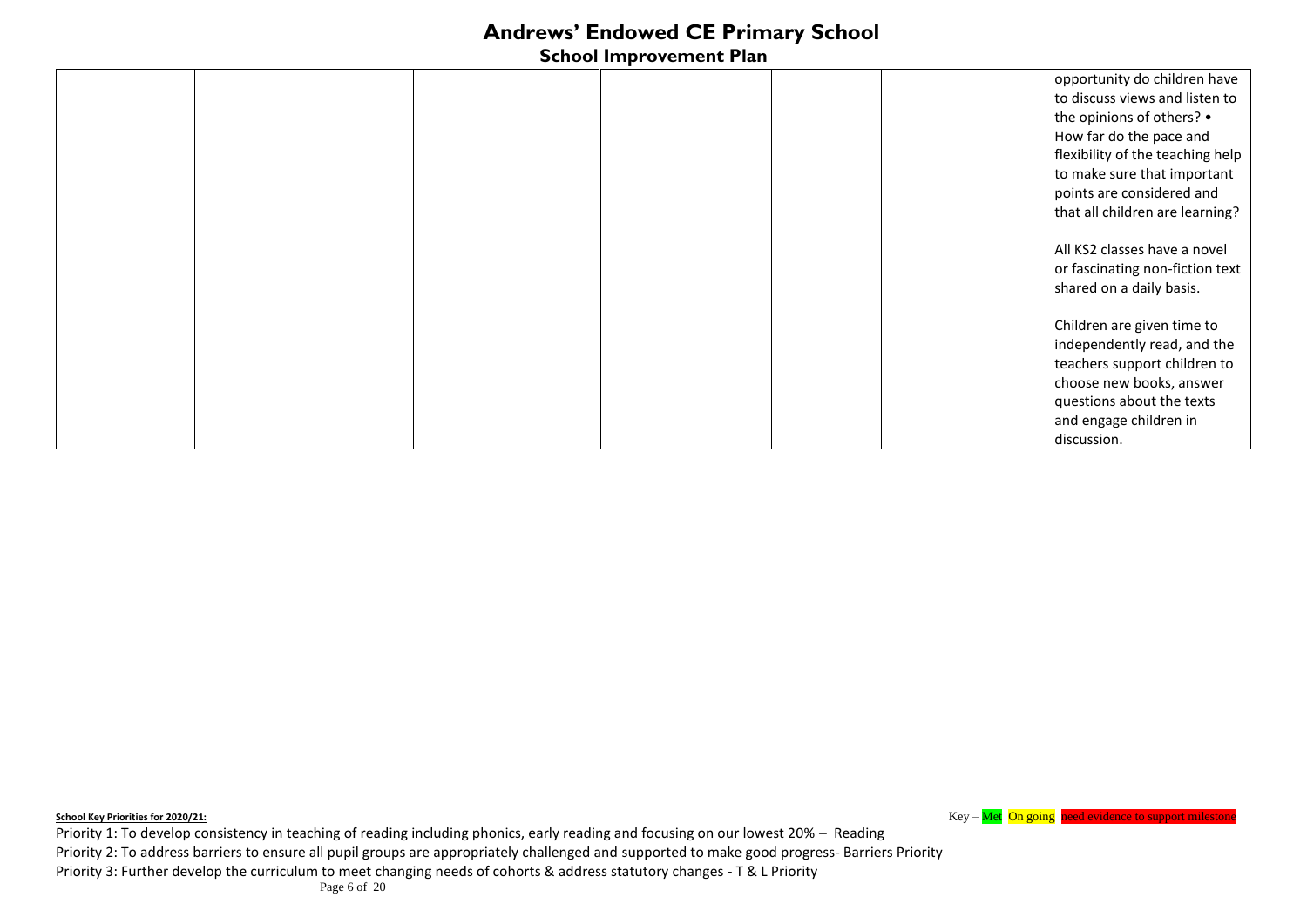| | | | | | | | |
|---|---|---|---|---|---|---|---|
| | | | | | | | opportunity do children have to discuss views and listen to the opinions of others? • How far do the pace and flexibility of the teaching help to make sure that important points are considered and that all children are learning?<br><br>All KS2 classes have a novel or fascinating non-fiction text shared on a daily basis.<br><br>Children are given time to independently read, and the teachers support children to choose new books, answer questions about the texts and engage children in discussion. |

**School Key Priorities for 2020/21:**

Key – Met On going need evidence to support milestone

Priority 1: To develop consistency in teaching of reading including phonics, early reading and focusing on our lowest 20% – Reading

Priority 2: To address barriers to ensure all pupil groups are appropriately challenged and supported to make good progress- Barriers Priority

Priority 3: Further develop the curriculum to meet changing needs of cohorts & address statutory changes - T & L Priority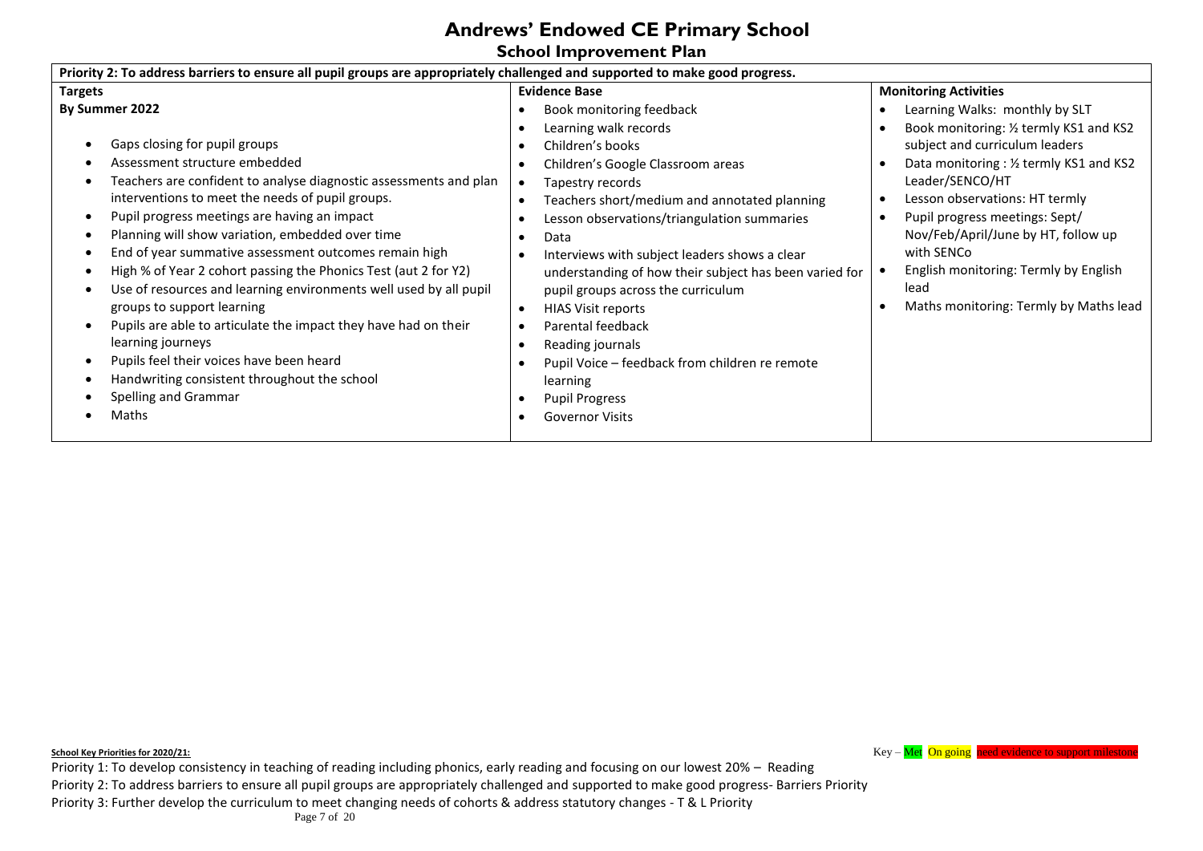# Andrews' Endowed CE Primary School

## School Improvement Plan

| Priority 2: To address barriers to ensure all pupil groups are appropriately challenged and supported to make good progress. | | |
|---|---|---|
| **Targets**<br>**By Summer 2022**<br>• Gaps closing for pupil groups<br>• Assessment structure embedded<br>• Teachers are confident to analyse diagnostic assessments and plan interventions to meet the needs of pupil groups.<br>• Pupil progress meetings are having an impact<br>• Planning will show variation, embedded over time<br>• End of year summative assessment outcomes remain high<br>• High % of Year 2 cohort passing the Phonics Test (aut 2 for Y2)<br>• Use of resources and learning environments well used by all pupil groups to support learning<br>• Pupils are able to articulate the impact they have had on their learning journeys<br>• Pupils feel their voices have been heard<br>• Handwriting consistent throughout the school<br>• Spelling and Grammar<br>• Maths | **Evidence Base**<br>• Book monitoring feedback<br>• Learning walk records<br>• Children's books<br>• Children's Google Classroom areas<br>• Tapestry records<br>• Teachers short/medium and annotated planning<br>• Lesson observations/triangulation summaries<br>• Data<br>• Interviews with subject leaders shows a clear understanding of how their subject has been varied for pupil groups across the curriculum<br>• HIAS Visit reports<br>• Parental feedback<br>• Reading journals<br>• Pupil Voice – feedback from children re remote learning<br>• Pupil Progress<br>• Governor Visits | **Monitoring Activities**<br>• Learning Walks: monthly by SLT<br>• Book monitoring: ½ termly KS1 and KS2 subject and curriculum leaders<br>• Data monitoring : ½ termly KS1 and KS2 Leader/SENCO/HT<br>• Lesson observations: HT termly<br>• Pupil progress meetings: Sept/ Nov/Feb/April/June by HT, follow up with SENCo<br>• English monitoring: Termly by English lead<br>• Maths monitoring: Termly by Maths lead |

**School Key Priorities for 2020/21:**

Key – Met On going need evidence to support milestone

Priority 1: To develop consistency in teaching of reading including phonics, early reading and focusing on our lowest 20% – Reading
Priority 2: To address barriers to ensure all pupil groups are appropriately challenged and supported to make good progress- Barriers Priority
Priority 3: Further develop the curriculum to meet changing needs of cohorts & address statutory changes - T & L Priority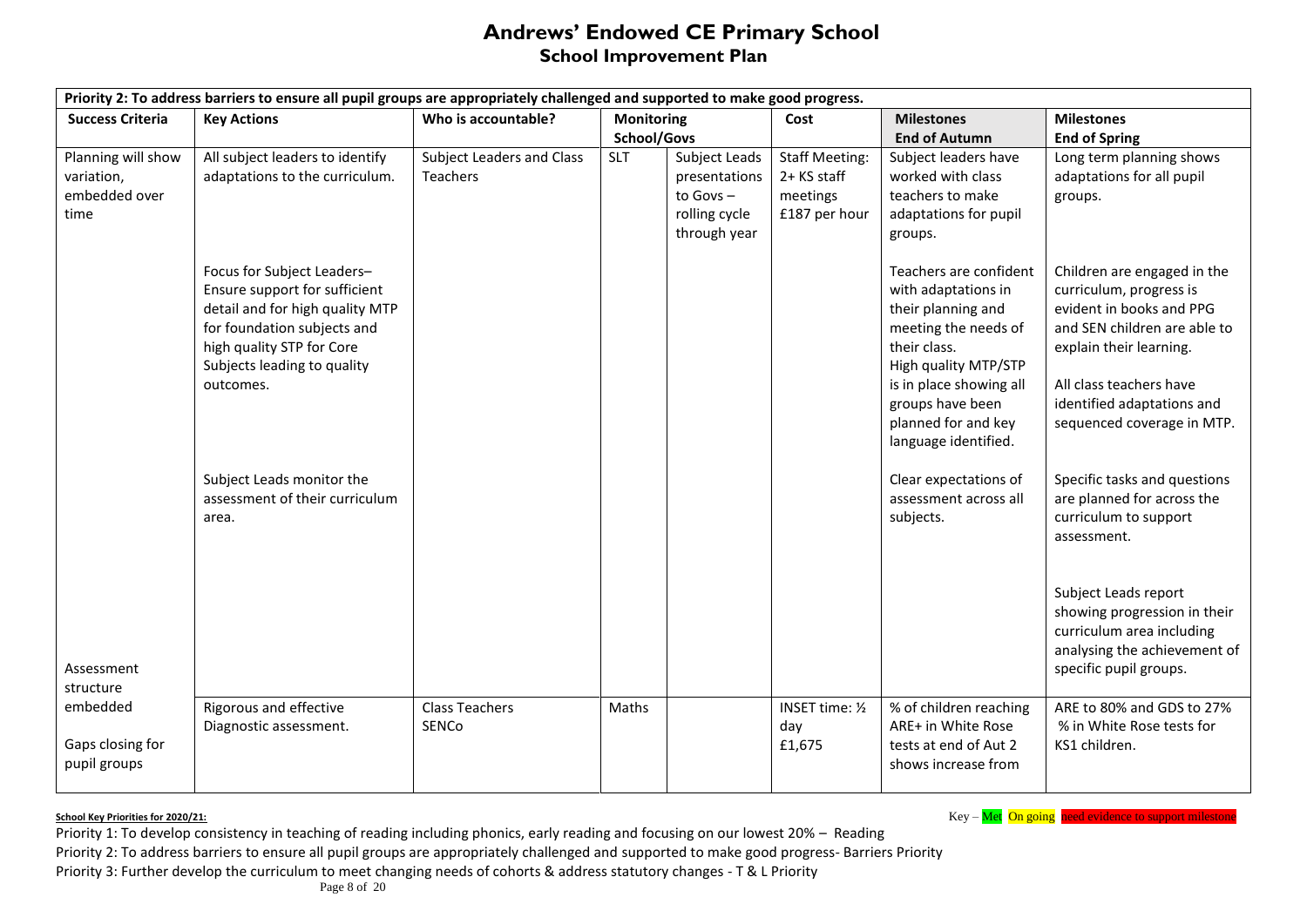# Andrews' Endowed CE Primary School

## School Improvement Plan

| Priority 2: To address barriers to ensure all pupil groups are appropriately challenged and supported to make good progress. | | | | | | | |
|---|---|---|---|---|---|---|---|
| **Success Criteria** | **Key Actions** | **Who is accountable?** | **Monitoring School/Govs** | | **Cost** | **Milestones End of Autumn** | **Milestones End of Spring** |
| Planning will show variation, embedded over time | All subject leaders to identify adaptations to the curriculum. | Subject Leaders and Class Teachers | SLT | Subject Leads presentations to Govs – rolling cycle through year | Staff Meeting: 2+ KS staff meetings £187 per hour | Subject leaders have worked with class teachers to make adaptations for pupil groups. | Long term planning shows adaptations for all pupil groups. |
| | Focus for Subject Leaders– Ensure support for sufficient detail and for high quality MTP for foundation subjects and high quality STP for Core Subjects leading to quality outcomes. | | | | | Teachers are confident with adaptations in their planning and meeting the needs of their class. High quality MTP/STP is in place showing all groups have been planned for and key language identified. | Children are engaged in the curriculum, progress is evident in books and PPG and SEN children are able to explain their learning. All class teachers have identified adaptations and sequenced coverage in MTP. |
| Assessment structure embedded | Subject Leads monitor the assessment of their curriculum area. | | | | | Clear expectations of assessment across all subjects. | Specific tasks and questions are planned for across the curriculum to support assessment. Subject Leads report showing progression in their curriculum area including analysing the achievement of specific pupil groups. |
| Gaps closing for pupil groups | Rigorous and effective Diagnostic assessment. | Class Teachers SENCo | Maths | | INSET time: ½ day £1,675 | % of children reaching ARE+ in White Rose tests at end of Aut 2 shows increase from | ARE to 80% and GDS to 27% % in White Rose tests for KS1 children. |

**School Key Priorities for 2020/21:**

Key – Met On going need evidence to support milestone

Priority 1: To develop consistency in teaching of reading including phonics, early reading and focusing on our lowest 20% – Reading

Priority 2: To address barriers to ensure all pupil groups are appropriately challenged and supported to make good progress- Barriers Priority

Priority 3: Further develop the curriculum to meet changing needs of cohorts & address statutory changes - T & L Priority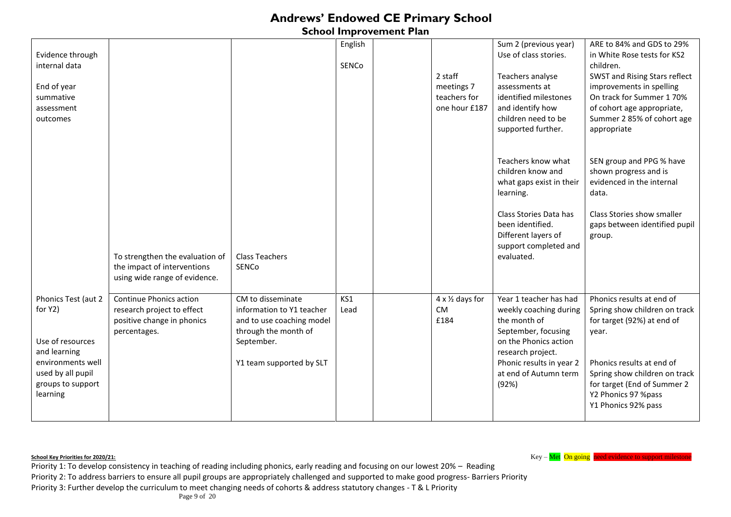# Andrews' Endowed CE Primary School

## School Improvement Plan

| | | | | | | | |
|---|---|---|---|---|---|---|---|
| Evidence through internal data<br><br>End of year summative assessment outcomes | | | English<br><br>SENCo | | 2 staff meetings 7 teachers for one hour £187 | Sum 2 (previous year) Use of class stories.<br><br>Teachers analyse assessments at identified milestones and identify how children need to be supported further.<br><br>Teachers know what children know and what gaps exist in their learning.<br><br>Class Stories Data has been identified. Different layers of support completed and evaluated. | ARE to 84% and GDS to 29% in White Rose tests for KS2 children.<br>SWST and Rising Stars reflect improvements in spelling On track for Summer 1 70% of cohort age appropriate, Summer 2 85% of cohort age appropriate<br><br>SEN group and PPG % have shown progress and is evidenced in the internal data.<br><br>Class Stories show smaller gaps between identified pupil group. |
| | To strengthen the evaluation of the impact of interventions using wide range of evidence. | Class Teachers<br>SENCo | | | | | |
| Phonics Test (aut 2 for Y2)<br><br>Use of resources and learning environments well used by all pupil groups to support learning | Continue Phonics action research project to effect positive change in phonics percentages. | CM to disseminate information to Y1 teacher and to use coaching model through the month of September.<br><br>Y1 team supported by SLT | KS1 Lead | | 4 x ½ days for CM<br>£184 | Year 1 teacher has had weekly coaching during the month of September, focusing on the Phonics action research project.<br>Phonic results in year 2 at end of Autumn term (92%) | Phonics results at end of Spring show children on track for target (92%) at end of year.<br><br>Phonics results at end of Spring show children on track for target (End of Summer 2 Y2 Phonics 97 %pass<br>Y1 Phonics 92% pass |

**School Key Priorities for 2020/21:**

Key – Met On going need evidence to support milestone

Priority 1: To develop consistency in teaching of reading including phonics, early reading and focusing on our lowest 20% – Reading

Priority 2: To address barriers to ensure all pupil groups are appropriately challenged and supported to make good progress- Barriers Priority

Priority 3: Further develop the curriculum to meet changing needs of cohorts & address statutory changes - T & L Priority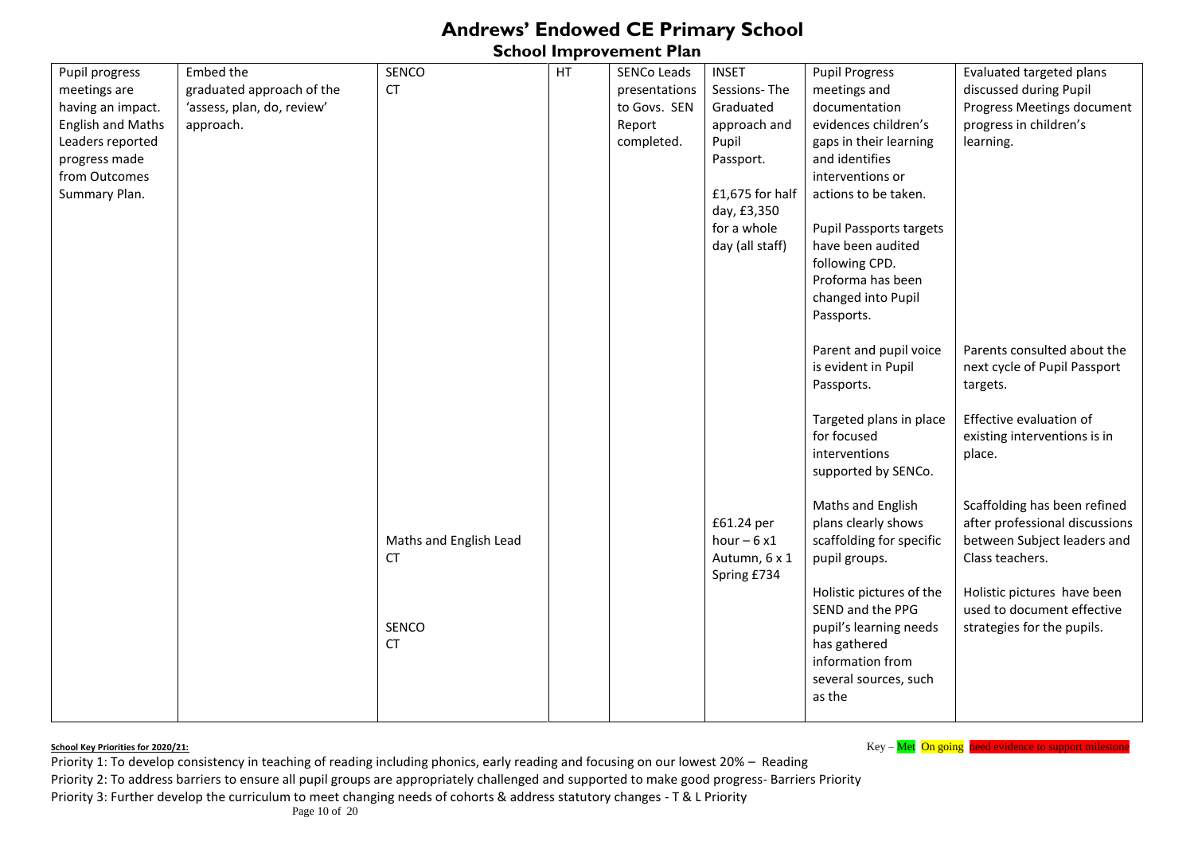# Andrews' Endowed CE Primary School

## School Improvement Plan

| | | | | | | | |
|---|---|---|---|---|---|---|---|
| Pupil progress meetings are having an impact. English and Maths Leaders reported progress made from Outcomes Summary Plan. | Embed the graduated approach of the 'assess, plan, do, review' approach. | SENCO<br>CT | HT | SENCo Leads presentations to Govs. SEN Report completed. | INSET Sessions- The Graduated approach and Pupil Passport.<br><br>£1,675 for half day, £3,350 for a whole day (all staff) | Pupil Progress meetings and documentation evidences children's gaps in their learning and identifies interventions or actions to be taken.<br><br>Pupil Passports targets have been audited following CPD. Proforma has been changed into Pupil Passports.<br><br>Parent and pupil voice is evident in Pupil Passports.<br><br>Targeted plans in place for focused interventions supported by SENCo. | Evaluated targeted plans discussed during Pupil Progress Meetings document progress in children's learning.<br><br>Parents consulted about the next cycle of Pupil Passport targets.<br><br>Effective evaluation of existing interventions is in place. |
| | | Maths and English Lead<br>CT | | | £61.24 per hour – 6 x1 Autumn, 6 x 1 Spring £734 | Maths and English plans clearly shows scaffolding for specific pupil groups. | Scaffolding has been refined after professional discussions between Subject leaders and Class teachers. |
| | | SENCO<br>CT | | | | Holistic pictures of the SEND and the PPG pupil's learning needs has gathered information from several sources, such as the | Holistic pictures have been used to document effective strategies for the pupils. |

**School Key Priorities for 2020/21:**

Key – Met On going need evidence to support milestone

Priority 1: To develop consistency in teaching of reading including phonics, early reading and focusing on our lowest 20% – Reading

Priority 2: To address barriers to ensure all pupil groups are appropriately challenged and supported to make good progress- Barriers Priority

Priority 3: Further develop the curriculum to meet changing needs of cohorts & address statutory changes - T & L Priority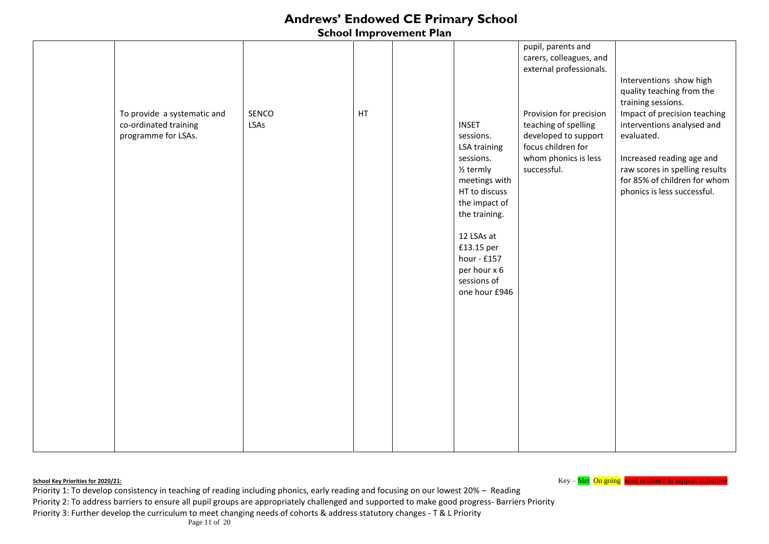# Andrews' Endowed CE Primary School

## School Improvement Plan

| | | | | | | | |
|---|---|---|---|---|---|---|---|
| | To provide a systematic and co-ordinated training programme for LSAs. | SENCO<br>LSAs | HT | | INSET sessions.<br>LSA training sessions.<br>½ termly meetings with HT to discuss the impact of the training.<br><br>12 LSAs at £13.15 per hour - £157 per hour x 6 sessions of one hour £946 | pupil, parents and carers, colleagues, and external professionals.<br><br>Provision for precision teaching of spelling developed to support focus children for whom phonics is less successful. | Interventions show high quality teaching from the training sessions.<br>Impact of precision teaching interventions analysed and evaluated.<br><br>Increased reading age and raw scores in spelling results for 85% of children for whom phonics is less successful. |

**School Key Priorities for 2020/21:**

Key – Met On going need evidence to support milestone

Priority 1: To develop consistency in teaching of reading including phonics, early reading and focusing on our lowest 20% – Reading

Priority 2: To address barriers to ensure all pupil groups are appropriately challenged and supported to make good progress- Barriers Priority

Priority 3: Further develop the curriculum to meet changing needs of cohorts & address statutory changes - T & L Priority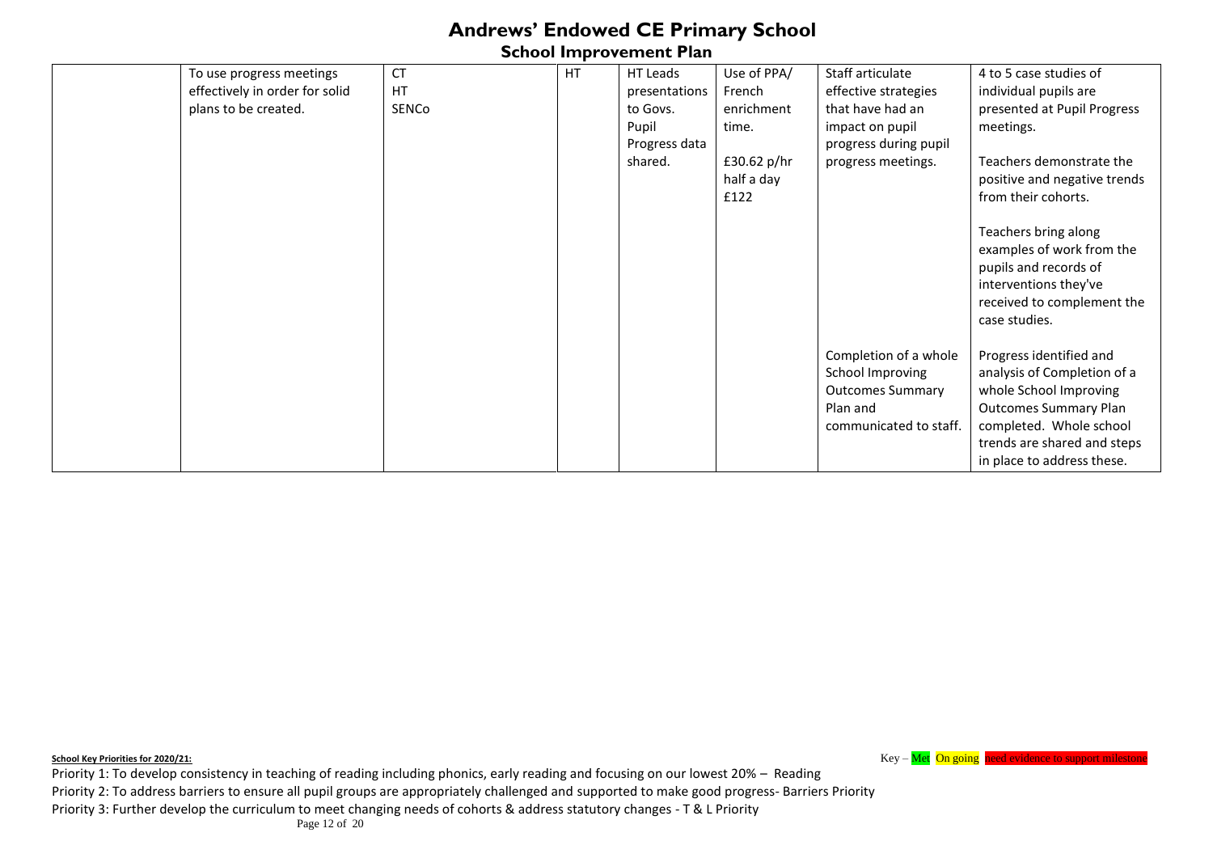# Andrews' Endowed CE Primary School

## School Improvement Plan

| | | | | | | | |
|---|---|---|---|---|---|---|---|
| | To use progress meetings effectively in order for solid plans to be created. | CT<br>HT<br>SENCo | HT | HT Leads presentations to Govs.<br>Pupil Progress data shared. | Use of PPA/ French enrichment time.<br><br>£30.62 p/hr half a day £122 | Staff articulate effective strategies that have had an impact on pupil progress during pupil progress meetings. | 4 to 5 case studies of individual pupils are presented at Pupil Progress meetings.<br><br>Teachers demonstrate the positive and negative trends from their cohorts.<br><br>Teachers bring along examples of work from the pupils and records of interventions they've received to complement the case studies. |
| | | | | | | Completion of a whole School Improving Outcomes Summary Plan and communicated to staff. | Progress identified and analysis of Completion of a whole School Improving Outcomes Summary Plan completed. Whole school trends are shared and steps in place to address these. |

**School Key Priorities for 2020/21:**

Key – Met On going need evidence to support milestone

Priority 1: To develop consistency in teaching of reading including phonics, early reading and focusing on our lowest 20% – Reading

Priority 2: To address barriers to ensure all pupil groups are appropriately challenged and supported to make good progress- Barriers Priority

Priority 3: Further develop the curriculum to meet changing needs of cohorts & address statutory changes - T & L Priority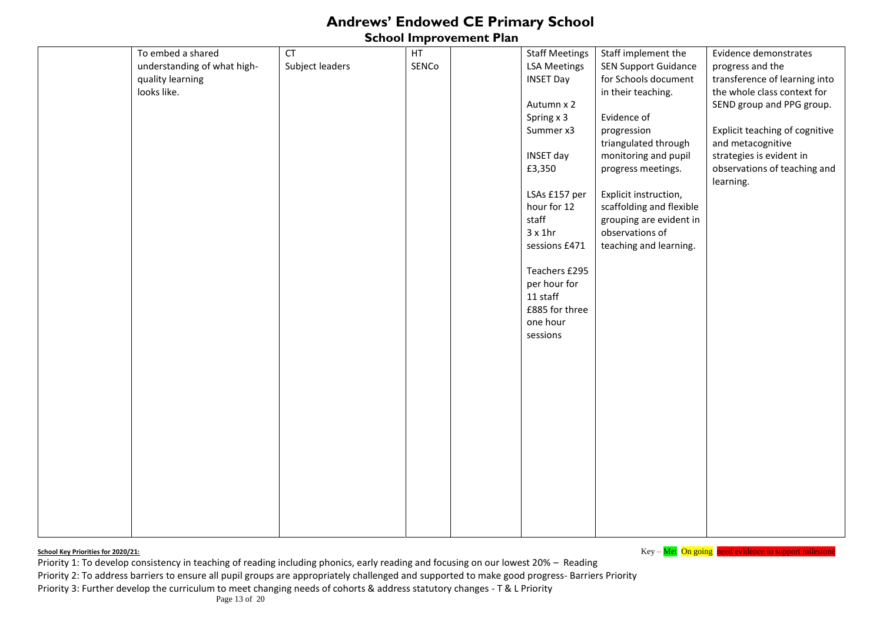# Andrews' Endowed CE Primary School

## School Improvement Plan

| | | | | | | | |
|---|---|---|---|---|---|---|---|
| | To embed a shared understanding of what high-quality learning looks like. | CT<br>Subject leaders | HT<br>SENCo | | Staff Meetings<br>LSA Meetings<br>INSET Day<br><br>Autumn x 2<br>Spring x 3<br>Summer x3<br><br>INSET day<br>£3,350<br><br>LSAs £157 per hour for 12 staff<br>3 x 1hr sessions £471<br><br>Teachers £295 per hour for 11 staff<br>£885 for three one hour sessions | Staff implement the SEN Support Guidance for Schools document in their teaching.<br><br>Evidence of progression triangulated through monitoring and pupil progress meetings.<br><br>Explicit instruction, scaffolding and flexible grouping are evident in observations of teaching and learning. | Evidence demonstrates progress and the transference of learning into the whole class context for SEND group and PPG group.<br><br>Explicit teaching of cognitive and metacognitive strategies is evident in observations of teaching and learning. |

**School Key Priorities for 2020/21:**

Key – Met On going need evidence to support milestone

Priority 1: To develop consistency in teaching of reading including phonics, early reading and focusing on our lowest 20% – Reading

Priority 2: To address barriers to ensure all pupil groups are appropriately challenged and supported to make good progress- Barriers Priority

Priority 3: Further develop the curriculum to meet changing needs of cohorts & address statutory changes - T & L Priority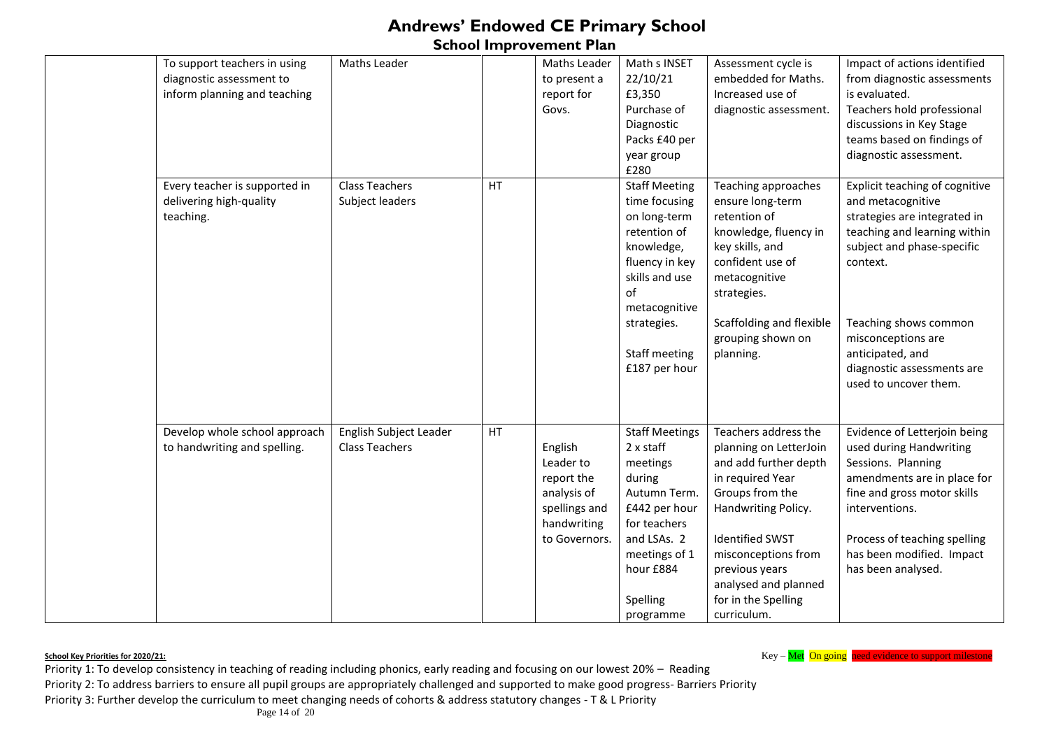# Andrews' Endowed CE Primary School

## School Improvement Plan

| | | | | | | | |
|---|---|---|---|---|---|---|---|
| | To support teachers in using diagnostic assessment to inform planning and teaching | Maths Leader | | Maths Leader to present a report for Govs. | Math s INSET 22/10/21 £3,350 Purchase of Diagnostic Packs £40 per year group £280 | Assessment cycle is embedded for Maths. Increased use of diagnostic assessment. | Impact of actions identified from diagnostic assessments is evaluated. Teachers hold professional discussions in Key Stage teams based on findings of diagnostic assessment. |
| | Every teacher is supported in delivering high-quality teaching. | Class Teachers Subject leaders | HT | | Staff Meeting time focusing on long-term retention of knowledge, fluency in key skills and use of metacognitive strategies. Staff meeting £187 per hour | Teaching approaches ensure long-term retention of knowledge, fluency in key skills, and confident use of metacognitive strategies. Scaffolding and flexible grouping shown on planning. | Explicit teaching of cognitive and metacognitive strategies are integrated in teaching and learning within subject and phase-specific context. Teaching shows common misconceptions are anticipated, and diagnostic assessments are used to uncover them. |
| | Develop whole school approach to handwriting and spelling. | English Subject Leader Class Teachers | HT | English Leader to report the analysis of spellings and handwriting to Governors. | Staff Meetings 2 x staff meetings during Autumn Term. £442 per hour for teachers and LSAs. 2 meetings of 1 hour £884 Spelling programme | Teachers address the planning on LetterJoin and add further depth in required Year Groups from the Handwriting Policy. Identified SWST misconceptions from previous years analysed and planned for in the Spelling curriculum. | Evidence of Letterjoin being used during Handwriting Sessions. Planning amendments are in place for fine and gross motor skills interventions. Process of teaching spelling has been modified. Impact has been analysed. |

**School Key Priorities for 2020/21:**

Key – Met On going need evidence to support milestone

Priority 1: To develop consistency in teaching of reading including phonics, early reading and focusing on our lowest 20% – Reading

Priority 2: To address barriers to ensure all pupil groups are appropriately challenged and supported to make good progress- Barriers Priority

Priority 3: Further develop the curriculum to meet changing needs of cohorts & address statutory changes - T & L Priority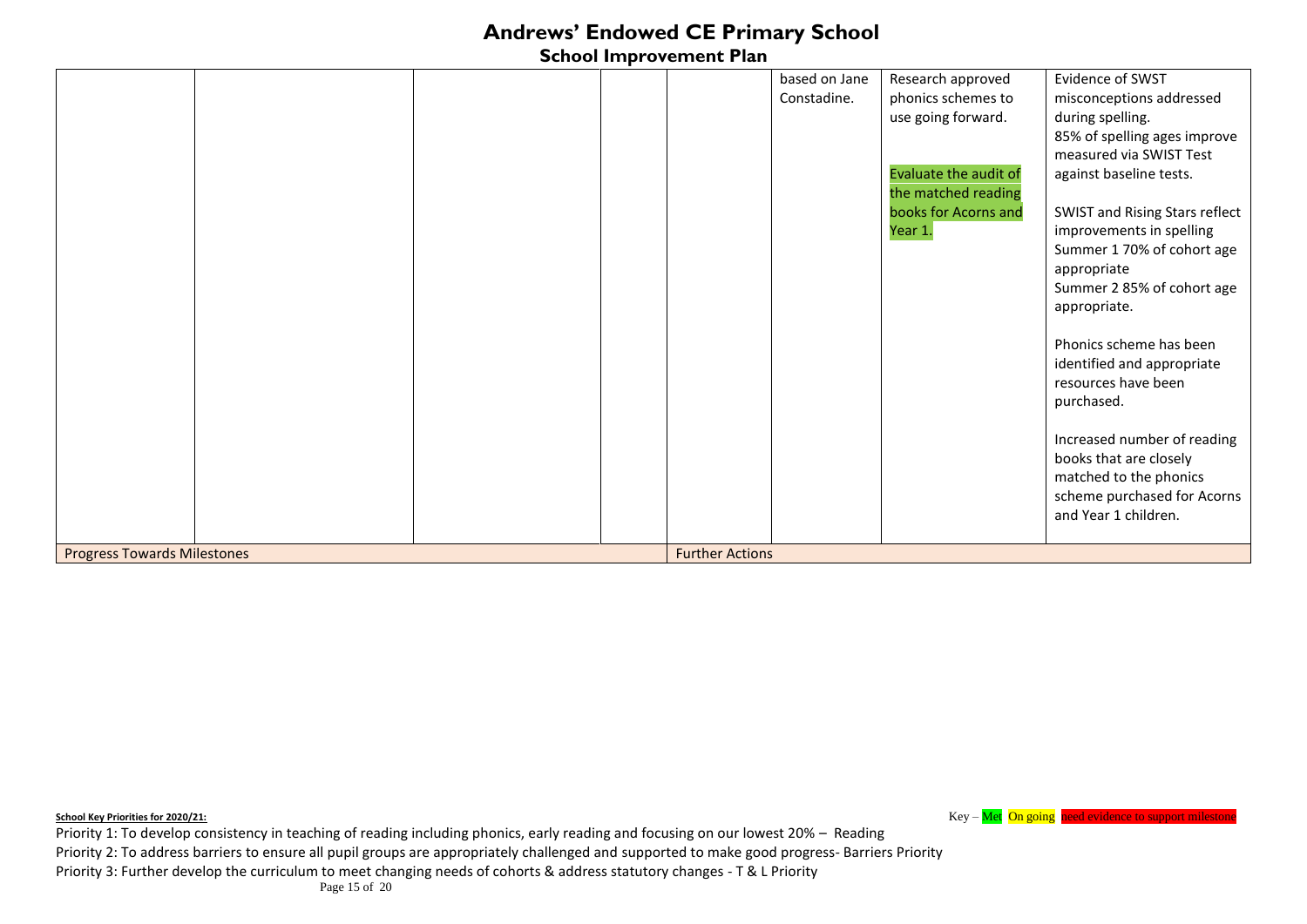# Andrews' Endowed CE Primary School

## School Improvement Plan

| | | | | | | | |
|---|---|---|---|---|---|---|---|
| | | | | | based on Jane Constadine. | Research approved phonics schemes to use going forward.<br><br>Evaluate the audit of the matched reading books for Acorns and Year 1. | Evidence of SWST misconceptions addressed during spelling.<br>85% of spelling ages improve measured via SWIST Test against baseline tests.<br><br>SWIST and Rising Stars reflect improvements in spelling<br>Summer 1 70% of cohort age appropriate<br>Summer 2 85% of cohort age appropriate.<br><br>Phonics scheme has been identified and appropriate resources have been purchased.<br><br>Increased number of reading books that are closely matched to the phonics scheme purchased for Acorns and Year 1 children. |
| Progress Towards Milestones | | | | Further Actions | | | |

**School Key Priorities for 2020/21:**

Key – Met On going need evidence to support milestone

Priority 1: To develop consistency in teaching of reading including phonics, early reading and focusing on our lowest 20% – Reading

Priority 2: To address barriers to ensure all pupil groups are appropriately challenged and supported to make good progress- Barriers Priority

Priority 3: Further develop the curriculum to meet changing needs of cohorts & address statutory changes - T & L Priority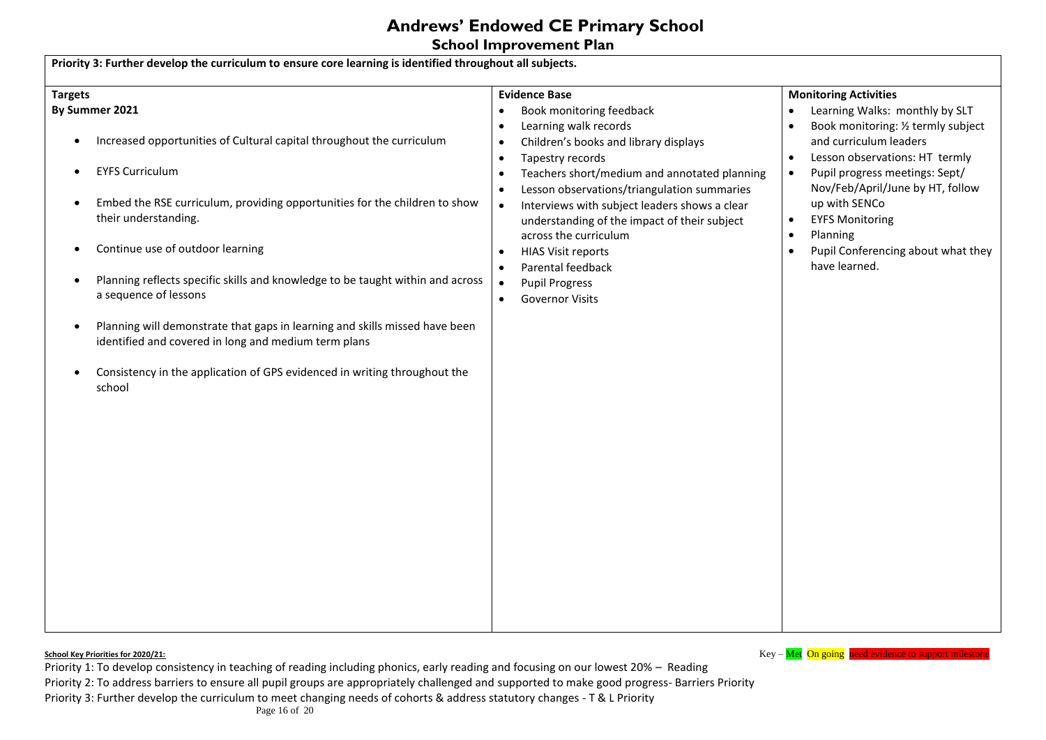# Andrews' Endowed CE Primary School

## School Improvement Plan

**Priority 3: Further develop the curriculum to ensure core learning is identified throughout all subjects.**

| **Targets** | **Evidence Base** | **Monitoring Activities** |
| --- | --- | --- |
| **By Summer 2021**<br><br>• Increased opportunities of Cultural capital throughout the curriculum<br>• EYFS Curriculum<br>• Embed the RSE curriculum, providing opportunities for the children to show their understanding.<br>• Continue use of outdoor learning<br>• Planning reflects specific skills and knowledge to be taught within and across a sequence of lessons<br>• Planning will demonstrate that gaps in learning and skills missed have been identified and covered in long and medium term plans<br>• Consistency in the application of GPS evidenced in writing throughout the school | • Book monitoring feedback<br>• Learning walk records<br>• Children's books and library displays<br>• Tapestry records<br>• Teachers short/medium and annotated planning<br>• Lesson observations/triangulation summaries<br>• Interviews with subject leaders shows a clear understanding of the impact of their subject across the curriculum<br>• HIAS Visit reports<br>• Parental feedback<br>• Pupil Progress<br>• Governor Visits | • Learning Walks: monthly by SLT<br>• Book monitoring: ½ termly subject and curriculum leaders<br>• Lesson observations: HT termly<br>• Pupil progress meetings: Sept/ Nov/Feb/April/June by HT, follow up with SENCo<br>• EYFS Monitoring<br>• Planning<br>• Pupil Conferencing about what they have learned. |

**School Key Priorities for 2020/21:**

Key – Met On going need evidence to support milestone

Priority 1: To develop consistency in teaching of reading including phonics, early reading and focusing on our lowest 20% – Reading

Priority 2: To address barriers to ensure all pupil groups are appropriately challenged and supported to make good progress- Barriers Priority

Priority 3: Further develop the curriculum to meet changing needs of cohorts & address statutory changes - T & L Priority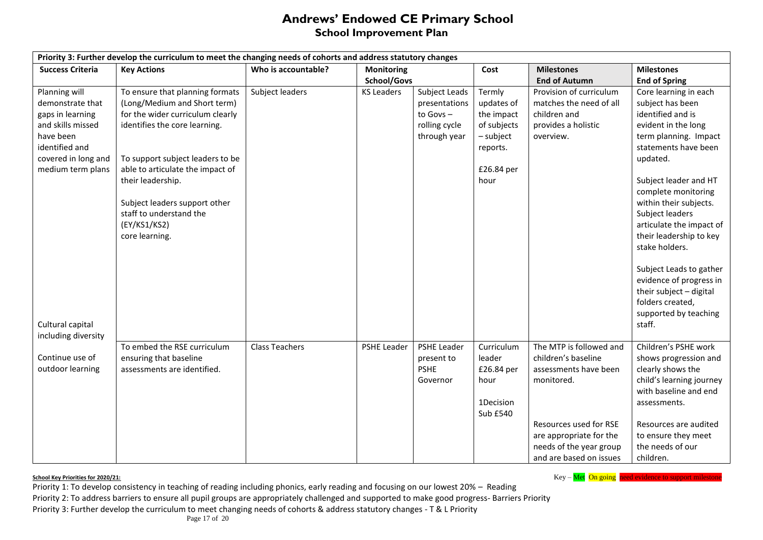# Andrews' Endowed CE Primary School

## School Improvement Plan

| Priority 3: Further develop the curriculum to meet the changing needs of cohorts and address statutory changes | | | | | | | |
|---|---|---|---|---|---|---|---|
| **Success Criteria** | **Key Actions** | **Who is accountable?** | **Monitoring School/Govs** | | **Cost** | **Milestones End of Autumn** | **Milestones End of Spring** |
| Planning will demonstrate that gaps in learning and skills missed have been identified and covered in long and medium term plans<br><br>Cultural capital including diversity | To ensure that planning formats (Long/Medium and Short term) for the wider curriculum clearly identifies the core learning.<br><br>To support subject leaders to be able to articulate the impact of their leadership.<br><br>Subject leaders support other staff to understand the (EY/KS1/KS2) core learning. | Subject leaders | KS Leaders | Subject Leads presentations to Govs – rolling cycle through year | Termly updates of the impact of subjects – subject reports.<br><br>£26.84 per hour | Provision of curriculum matches the need of all children and provides a holistic overview. | Core learning in each subject has been identified and is evident in the long term planning. Impact statements have been updated.<br><br>Subject leader and HT complete monitoring within their subjects. Subject leaders articulate the impact of their leadership to key stake holders.<br><br>Subject Leads to gather evidence of progress in their subject – digital folders created, supported by teaching staff. |
| Continue use of outdoor learning | To embed the RSE curriculum ensuring that baseline assessments are identified. | Class Teachers | PSHE Leader | PSHE Leader present to PSHE Governor | Curriculum leader £26.84 per hour<br><br>1Decision Sub £540 | The MTP is followed and children's baseline assessments have been monitored.<br><br>Resources used for RSE are appropriate for the needs of the year group and are based on issues | Children's PSHE work shows progression and clearly shows the child's learning journey with baseline and end assessments.<br><br>Resources are audited to ensure they meet the needs of our children. |

**School Key Priorities for 2020/21:**

Key – Met On going need evidence to support milestone

Priority 1: To develop consistency in teaching of reading including phonics, early reading and focusing on our lowest 20% – Reading

Priority 2: To address barriers to ensure all pupil groups are appropriately challenged and supported to make good progress- Barriers Priority

Priority 3: Further develop the curriculum to meet changing needs of cohorts & address statutory changes - T & L Priority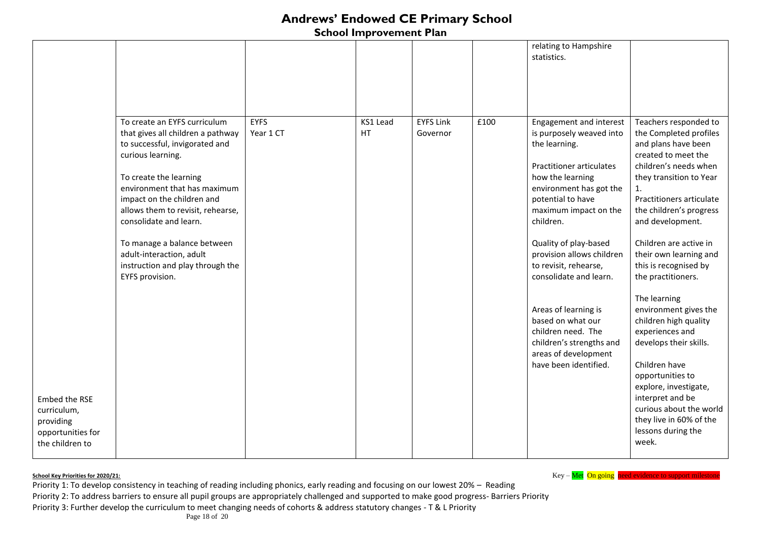# Andrews' Endowed CE Primary School

## School Improvement Plan

| | | | | | | | |
|---|---|---|---|---|---|---|---|
| | | | | | | relating to Hampshire statistics. | |
| | To create an EYFS curriculum that gives all children a pathway to successful, invigorated and curious learning.<br><br>To create the learning environment that has maximum impact on the children and allows them to revisit, rehearse, consolidate and learn.<br><br>To manage a balance between adult-interaction, adult instruction and play through the EYFS provision. | EYFS<br>Year 1 CT | KS1 Lead<br>HT | EYFS Link Governor | £100 | Engagement and interest is purposely weaved into the learning.<br><br>Practitioner articulates how the learning environment has got the potential to have maximum impact on the children.<br><br>Quality of play-based provision allows children to revisit, rehearse, consolidate and learn.<br><br>Areas of learning is based on what our children need. The children's strengths and areas of development have been identified. | Teachers responded to the Completed profiles and plans have been created to meet the children's needs when they transition to Year 1.<br>Practitioners articulate the children's progress and development.<br><br>Children are active in their own learning and this is recognised by the practitioners.<br><br>The learning environment gives the children high quality experiences and develops their skills.<br><br>Children have opportunities to explore, investigate, interpret and be curious about the world they live in 60% of the lessons during the week. |
| Embed the RSE curriculum, providing opportunities for the children to | | | | | | | |

**School Key Priorities for 2020/21:**

Key – Met On going need evidence to support milestone

Priority 1: To develop consistency in teaching of reading including phonics, early reading and focusing on our lowest 20% – Reading

Priority 2: To address barriers to ensure all pupil groups are appropriately challenged and supported to make good progress- Barriers Priority

Priority 3: Further develop the curriculum to meet changing needs of cohorts & address statutory changes - T & L Priority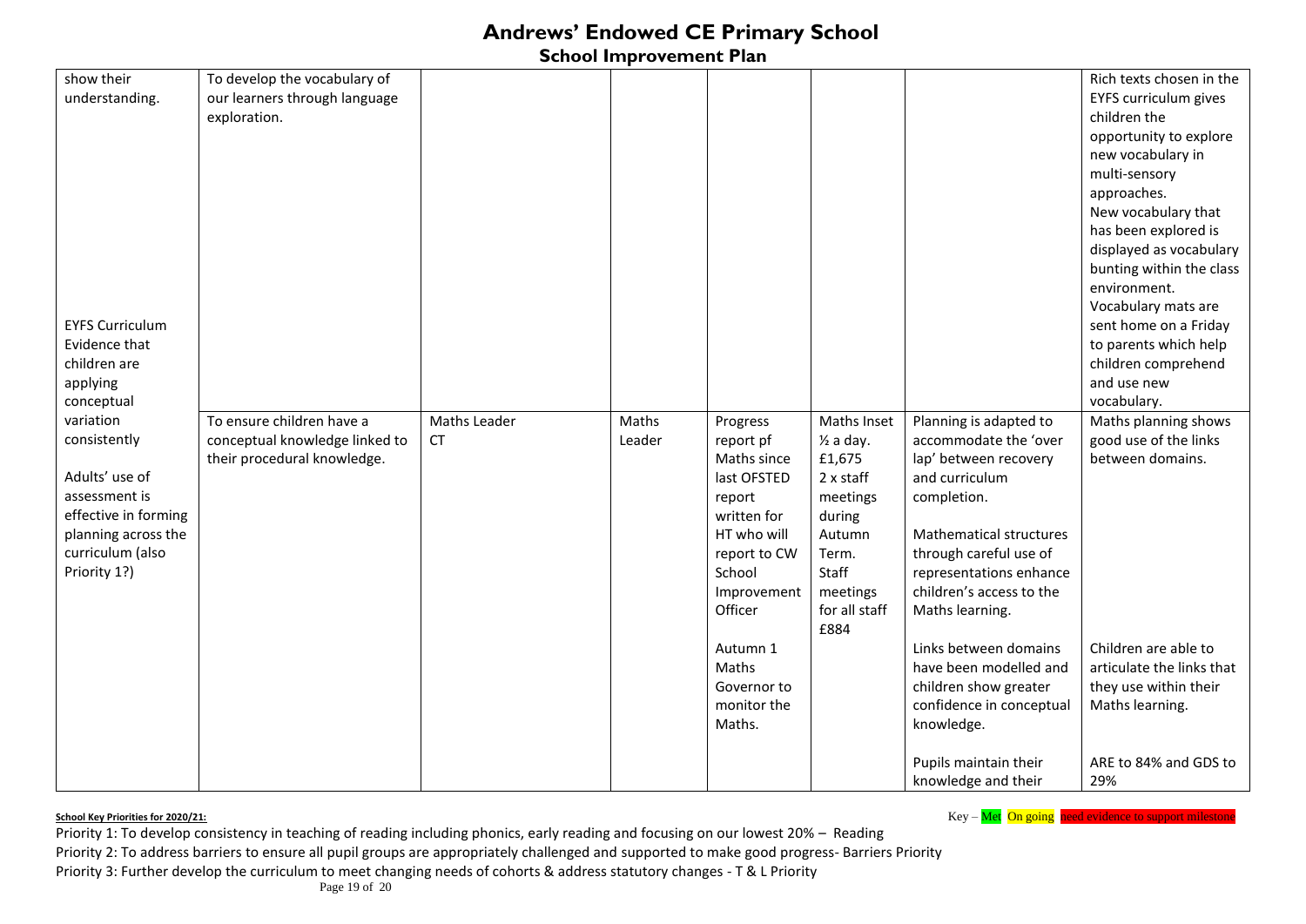# Andrews' Endowed CE Primary School

## School Improvement Plan

| | | | | | | | |
|---|---|---|---|---|---|---|---|
| show their understanding. | To develop the vocabulary of our learners through language exploration. | | | | | | Rich texts chosen in the EYFS curriculum gives children the opportunity to explore new vocabulary in multi-sensory approaches. New vocabulary that has been explored is displayed as vocabulary bunting within the class environment. Vocabulary mats are sent home on a Friday to parents which help children comprehend and use new vocabulary. |
| EYFS Curriculum Evidence that children are applying conceptual variation consistently<br><br>Adults' use of assessment is effective in forming planning across the curriculum (also Priority 1?) | To ensure children have a conceptual knowledge linked to their procedural knowledge. | Maths Leader<br>CT | Maths Leader | Progress report pf Maths since last OFSTED report written for HT who will report to CW School Improvement Officer<br><br>Autumn 1 Maths Governor to monitor the Maths. | Maths Inset ½ a day. £1,675<br>2 x staff meetings during Autumn Term.<br>Staff meetings for all staff £884 | Planning is adapted to accommodate the 'over lap' between recovery and curriculum completion.<br><br>Mathematical structures through careful use of representations enhance children's access to the Maths learning.<br><br>Links between domains have been modelled and children show greater confidence in conceptual knowledge.<br><br>Pupils maintain their knowledge and their | Maths planning shows good use of the links between domains.<br><br>Children are able to articulate the links that they use within their Maths learning.<br><br>ARE to 84% and GDS to 29% |

**School Key Priorities for 2020/21:**

Key – Met On going need evidence to support milestone

Priority 1: To develop consistency in teaching of reading including phonics, early reading and focusing on our lowest 20% – Reading

Priority 2: To address barriers to ensure all pupil groups are appropriately challenged and supported to make good progress- Barriers Priority

Priority 3: Further develop the curriculum to meet changing needs of cohorts & address statutory changes - T & L Priority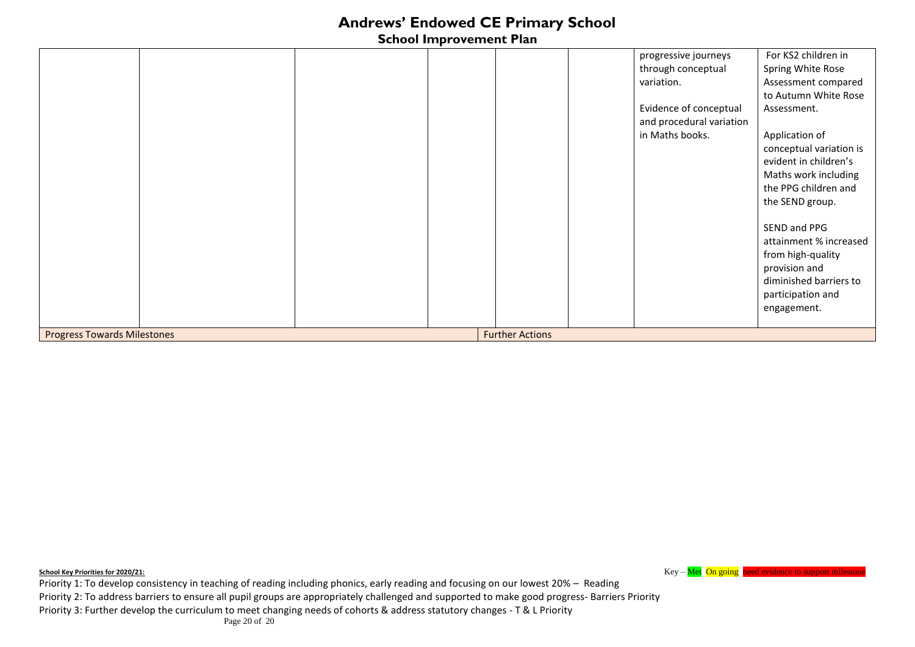# Andrews' Endowed CE Primary School

## School Improvement Plan

| | | | | | | | |
|---|---|---|---|---|---|---|---|
| | | | | | | progressive journeys through conceptual variation.<br><br>Evidence of conceptual and procedural variation in Maths books. | For KS2 children in Spring White Rose Assessment compared to Autumn White Rose Assessment.<br><br>Application of conceptual variation is evident in children's Maths work including the PPG children and the SEND group.<br><br>SEND and PPG attainment % increased from high-quality provision and diminished barriers to participation and engagement. |
| Progress Towards Milestones | | | | Further Actions | | | |
| | | | | | | | |

**School Key Priorities for 2020/21:**

Key – Met On going need evidence to support milestone

Priority 1: To develop consistency in teaching of reading including phonics, early reading and focusing on our lowest 20% – Reading

Priority 2: To address barriers to ensure all pupil groups are appropriately challenged and supported to make good progress- Barriers Priority

Priority 3: Further develop the curriculum to meet changing needs of cohorts & address statutory changes - T & L Priority